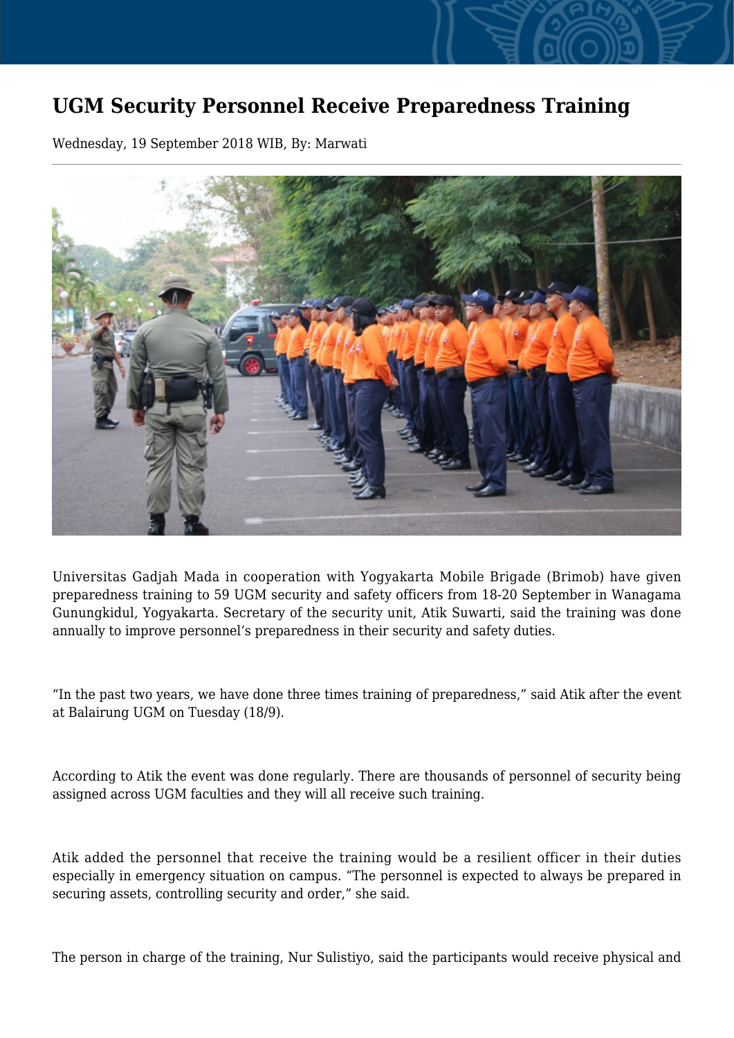# UGM Security Personnel Receive Preparedness Training

Wednesday, 19 September 2018 WIB, By: Marwati

Universitas Gadjah Mada in cooperation with Yogyakarta Mobile Brigade (Brimob) have given preparedness training to 59 UGM security and safety officers from 18-20 September in Wanagama Gunungkidul, Yogyakarta. Secretary of the security unit, Atik Suwarti, said the training was done annually to improve personnel's preparedness in their security and safety duties.

"In the past two years, we have done three times training of preparedness," said Atik after the event at Balairung UGM on Tuesday (18/9).

According to Atik the event was done regularly. There are thousands of personnel of security being assigned across UGM faculties and they will all receive such training.

Atik added the personnel that receive the training would be a resilient officer in their duties especially in emergency situation on campus. "The personnel is expected to always be prepared in securing assets, controlling security and order," she said.

The person in charge of the training, Nur Sulistiyo, said the participants would receive physical and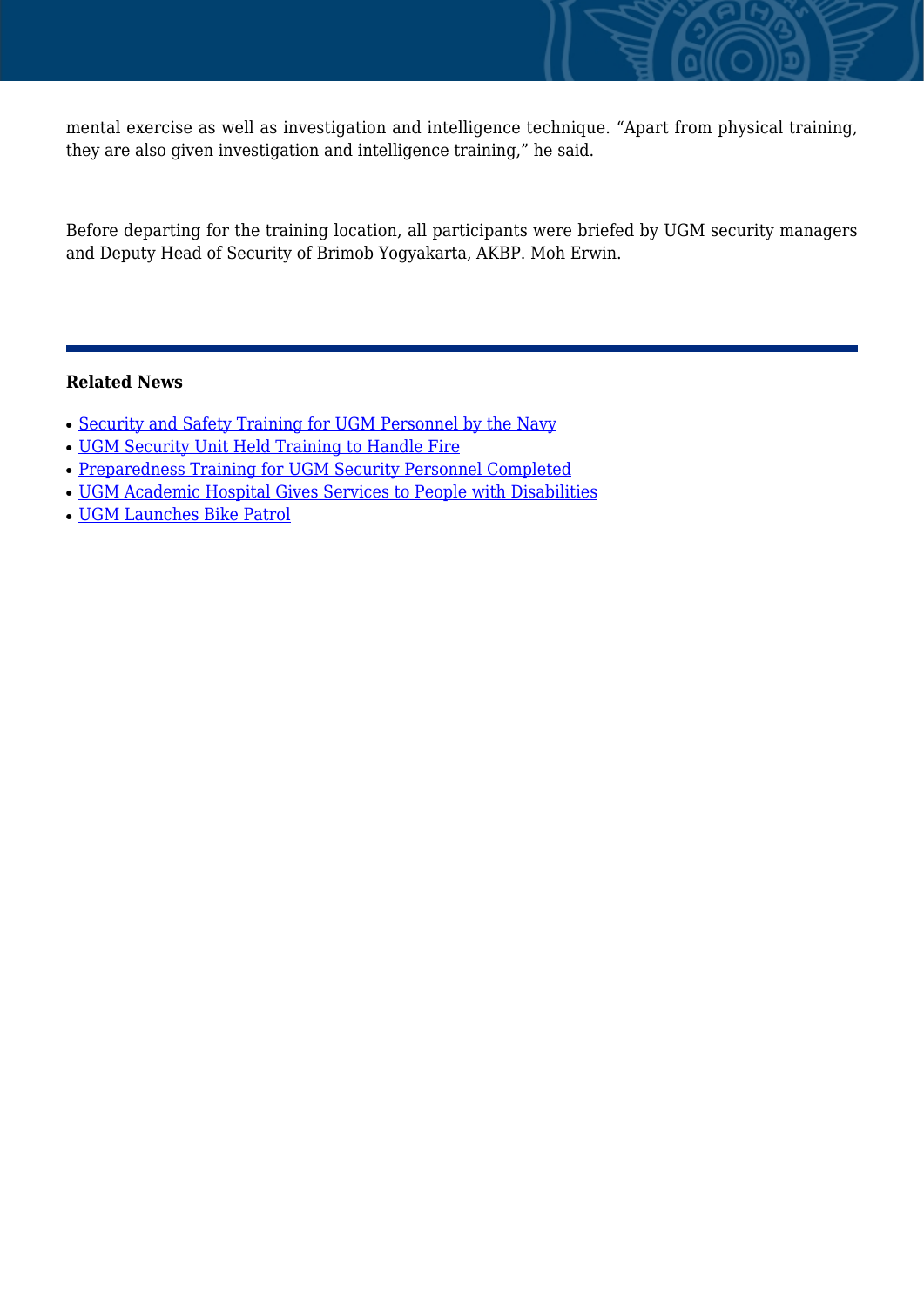mental exercise as well as investigation and intelligence technique. “Apart from physical training, they are also given investigation and intelligence training,” he said.

Before departing for the training location, all participants were briefed by UGM security managers and Deputy Head of Security of Brimob Yogyakarta, AKBP. Moh Erwin.

---

**Related News**

- Security and Safety Training for UGM Personnel by the Navy
- UGM Security Unit Held Training to Handle Fire
- Preparedness Training for UGM Security Personnel Completed
- UGM Academic Hospital Gives Services to People with Disabilities
- UGM Launches Bike Patrol